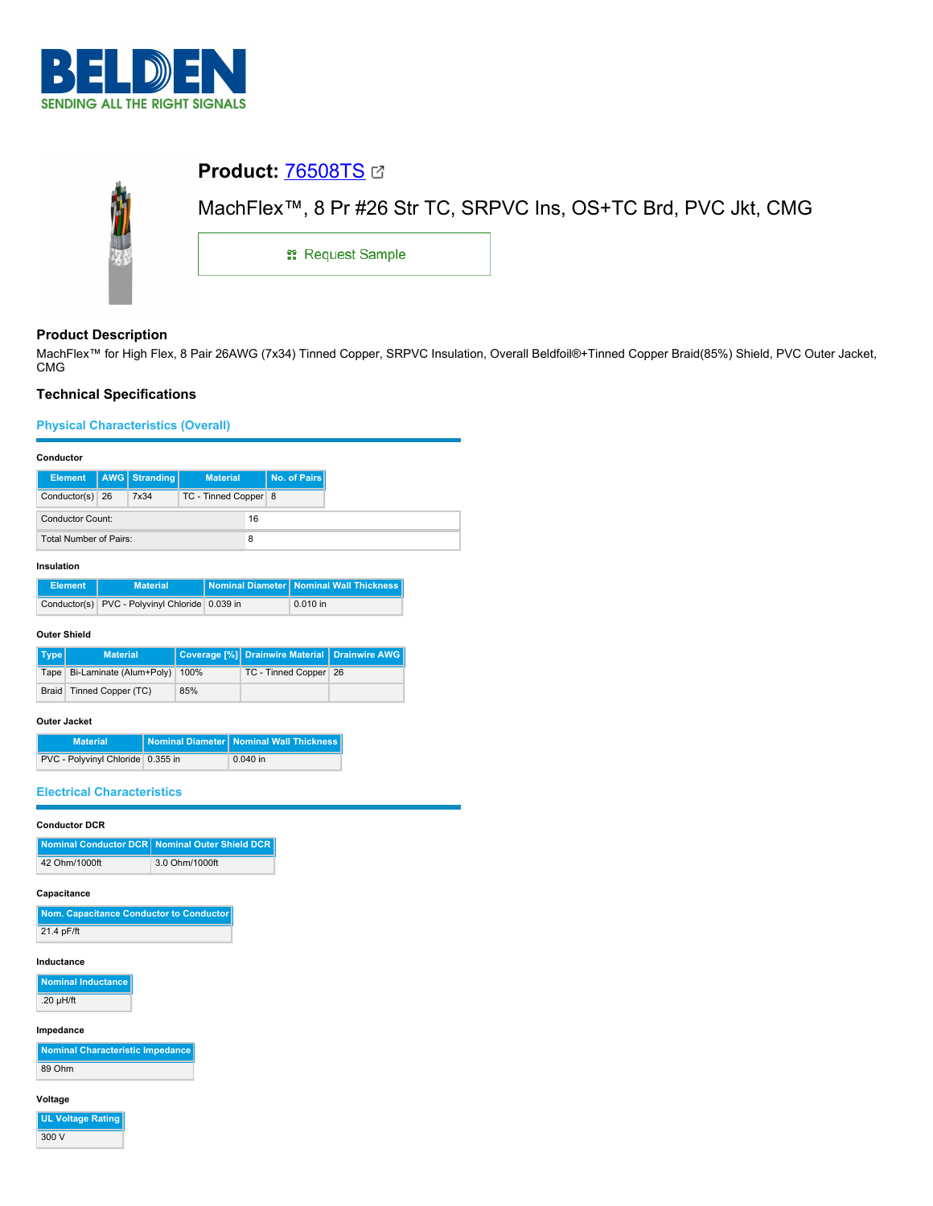**BELDEN**

SENDING ALL THE RIGHT SIGNALS

# Product: 76508TS

MachFlex™, 8 Pr #26 Str TC, SRPVC Ins, OS+TC Brd, PVC Jkt, CMG

Request Sample

## Product Description

MachFlex™ for High Flex, 8 Pair 26AWG (7x34) Tinned Copper, SRPVC Insulation, Overall Beldfoil®+Tinned Copper Braid(85%) Shield, PVC Outer Jacket, CMG

## Technical Specifications

### Physical Characteristics (Overall)

#### Conductor

| Element | AWG | Stranding | Material | No. of Pairs |
|---|---|---|---|---|
| Conductor(s) | 26 | 7x34 | TC - Tinned Copper | 8 |

| | |
|---|---|
| Conductor Count: | 16 |
| Total Number of Pairs: | 8 |

#### Insulation

| Element | Material | Nominal Diameter | Nominal Wall Thickness |
|---|---|---|---|
| Conductor(s) | PVC - Polyvinyl Chloride | 0.039 in | 0.010 in |

#### Outer Shield

| Type | Material | Coverage [%] | Drainwire Material | Drainwire AWG |
|---|---|---|---|---|
| Tape | Bi-Laminate (Alum+Poly) | 100% | TC - Tinned Copper | 26 |
| Braid | Tinned Copper (TC) | 85% | | |

#### Outer Jacket

| Material | Nominal Diameter | Nominal Wall Thickness |
|---|---|---|
| PVC - Polyvinyl Chloride | 0.355 in | 0.040 in |

### Electrical Characteristics

#### Conductor DCR

| Nominal Conductor DCR | Nominal Outer Shield DCR |
|---|---|
| 42 Ohm/1000ft | 3.0 Ohm/1000ft |

#### Capacitance

| Nom. Capacitance Conductor to Conductor |
|---|
| 21.4 pF/ft |

#### Inductance

| Nominal Inductance |
|---|
| .20 µH/ft |

#### Impedance

| Nominal Characteristic Impedance |
|---|
| 89 Ohm |

#### Voltage

| UL Voltage Rating |
|---|
| 300 V |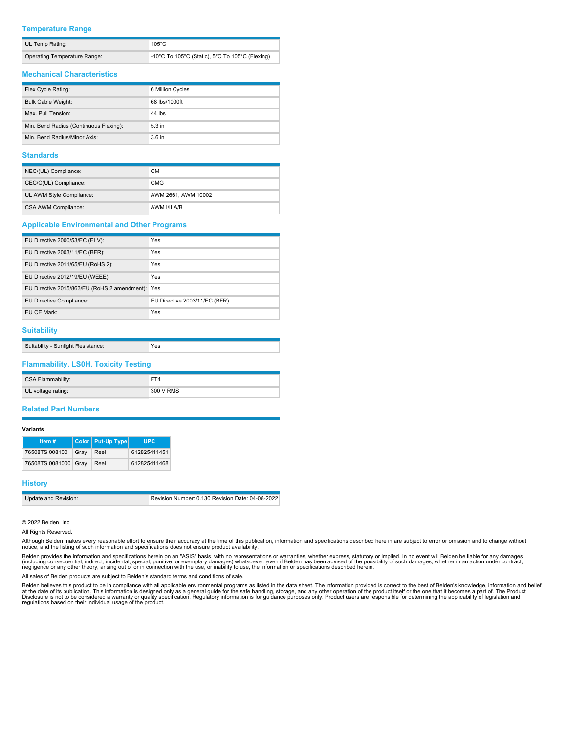## Temperature Range

| | |
|---|---|
| UL Temp Rating: | 105°C |
| Operating Temperature Range: | -10°C To 105°C (Static), 5°C To 105°C (Flexing) |

## Mechanical Characteristics

| | |
|---|---|
| Flex Cycle Rating: | 6 Million Cycles |
| Bulk Cable Weight: | 68 lbs/1000ft |
| Max. Pull Tension: | 44 lbs |
| Min. Bend Radius (Continuous Flexing): | 5.3 in |
| Min. Bend Radius/Minor Axis: | 3.6 in |

## Standards

| | |
|---|---|
| NEC/(UL) Compliance: | CM |
| CEC/C(UL) Compliance: | CMG |
| UL AWM Style Compliance: | AWM 2661, AWM 10002 |
| CSA AWM Compliance: | AWM I/II A/B |

## Applicable Environmental and Other Programs

| | |
|---|---|
| EU Directive 2000/53/EC (ELV): | Yes |
| EU Directive 2003/11/EC (BFR): | Yes |
| EU Directive 2011/65/EU (RoHS 2): | Yes |
| EU Directive 2012/19/EU (WEEE): | Yes |
| EU Directive 2015/863/EU (RoHS 2 amendment): | Yes |
| EU Directive Compliance: | EU Directive 2003/11/EC (BFR) |
| EU CE Mark: | Yes |

## Suitability

| | |
|---|---|
| Suitability - Sunlight Resistance: | Yes |

## Flammability, LS0H, Toxicity Testing

| | |
|---|---|
| CSA Flammability: | FT4 |
| UL voltage rating: | 300 V RMS |

## Related Part Numbers

**Variants**

| Item # | Color | Put-Up Type | UPC |
|---|---|---|---|
| 76508TS 008100 | Gray | Reel | 612825411451 |
| 76508TS 0081000 | Gray | Reel | 612825411468 |

## History

| | |
|---|---|
| Update and Revision: | Revision Number: 0.130 Revision Date: 04-08-2022 |

© 2022 Belden, Inc

All Rights Reserved.

Although Belden makes every reasonable effort to ensure their accuracy at the time of this publication, information and specifications described here in are subject to error or omission and to change without notice, and the listing of such information and specifications does not ensure product availability.

Belden provides the information and specifications herein on an "ASIS" basis, with no representations or warranties, whether express, statutory or implied. In no event will Belden be liable for any damages (including consequential, indirect, incidental, special, punitive, or exemplary damages) whatsoever, even if Belden has been advised of the possibility of such damages, whether in an action under contract, negligence or any other theory, arising out of or in connection with the use, or inability to use, the information or specifications described herein.

All sales of Belden products are subject to Belden's standard terms and conditions of sale.

Belden believes this product to be in compliance with all applicable environmental programs as listed in the data sheet. The information provided is correct to the best of Belden's knowledge, information and belief at the date of its publication. This information is designed only as a general guide for the safe handling, storage, and any other operation of the product itself or the one that it becomes a part of. The Product Disclosure is not to be considered a warranty or quality specification. Regulatory information is for guidance purposes only. Product users are responsible for determining the applicability of legislation and regulations based on their individual usage of the product.